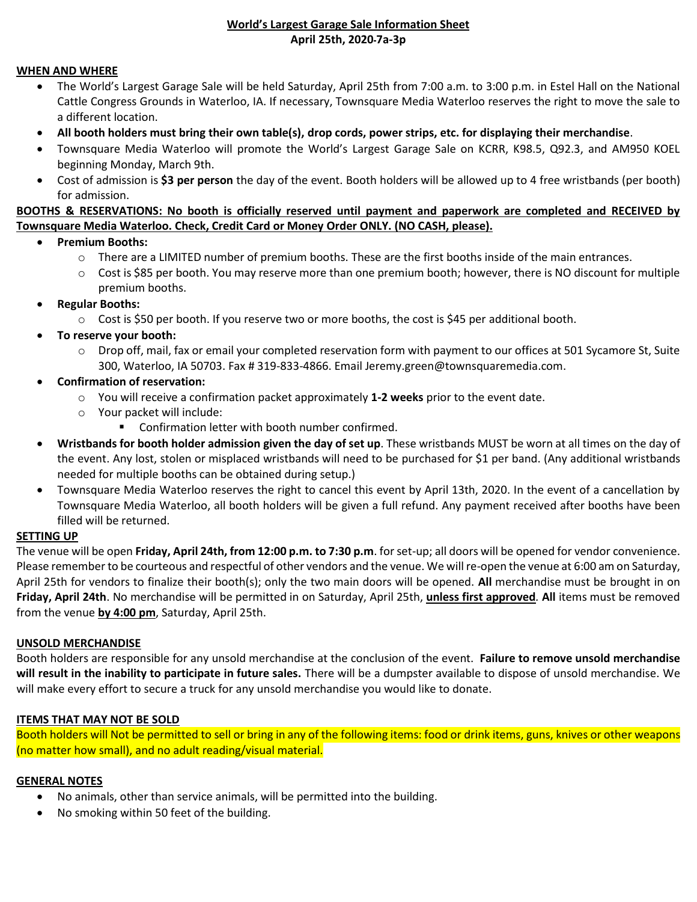# World's Largest Garage Sale Information Sheet

**April 25th, 2020-7a-3p**

## WHEN AND WHERE

- The World's Largest Garage Sale will be held Saturday, April 25th from 7:00 a.m. to 3:00 p.m. in Estel Hall on the National Cattle Congress Grounds in Waterloo, IA. If necessary, Townsquare Media Waterloo reserves the right to move the sale to a different location.
- **All booth holders must bring their own table(s), drop cords, power strips, etc. for displaying their merchandise**.
- Townsquare Media Waterloo will promote the World's Largest Garage Sale on KCRR, K98.5, Q92.3, and AM950 KOEL beginning Monday, March 9th.
- Cost of admission is **$3 per person** the day of the event. Booth holders will be allowed up to 4 free wristbands (per booth) for admission.

## BOOTHS & RESERVATIONS: No booth is officially reserved until payment and paperwork are completed and RECEIVED by Townsquare Media Waterloo. Check, Credit Card or Money Order ONLY. (NO CASH, please).

- **Premium Booths:**
  - There are a LIMITED number of premium booths. These are the first booths inside of the main entrances.
  - Cost is $85 per booth. You may reserve more than one premium booth; however, there is NO discount for multiple premium booths.
- **Regular Booths:**
  - Cost is $50 per booth. If you reserve two or more booths, the cost is $45 per additional booth.
- **To reserve your booth:**
  - Drop off, mail, fax or email your completed reservation form with payment to our offices at 501 Sycamore St, Suite 300, Waterloo, IA 50703. Fax # 319-833-4866. Email Jeremy.green@townsquaremedia.com.
- **Confirmation of reservation:**
  - You will receive a confirmation packet approximately **1-2 weeks** prior to the event date.
  - Your packet will include:
    - Confirmation letter with booth number confirmed.
- **Wristbands for booth holder admission given the day of set up**. These wristbands MUST be worn at all times on the day of the event. Any lost, stolen or misplaced wristbands will need to be purchased for $1 per band. (Any additional wristbands needed for multiple booths can be obtained during setup.)
- Townsquare Media Waterloo reserves the right to cancel this event by April 13th, 2020. In the event of a cancellation by Townsquare Media Waterloo, all booth holders will be given a full refund. Any payment received after booths have been filled will be returned.

## SETTING UP

The venue will be open **Friday, April 24th, from 12:00 p.m. to 7:30 p.m**. for set-up; all doors will be opened for vendor convenience. Please remember to be courteous and respectful of other vendors and the venue. We will re-open the venue at 6:00 am on Saturday, April 25th for vendors to finalize their booth(s); only the two main doors will be opened. **All** merchandise must be brought in on **Friday, April 24th**. No merchandise will be permitted in on Saturday, April 25th, **unless first approved**. **All** items must be removed from the venue **by 4:00 pm**, Saturday, April 25th.

## UNSOLD MERCHANDISE

Booth holders are responsible for any unsold merchandise at the conclusion of the event. **Failure to remove unsold merchandise will result in the inability to participate in future sales.** There will be a dumpster available to dispose of unsold merchandise. We will make every effort to secure a truck for any unsold merchandise you would like to donate.

## ITEMS THAT MAY NOT BE SOLD

Booth holders will Not be permitted to sell or bring in any of the following items: food or drink items, guns, knives or other weapons (no matter how small), and no adult reading/visual material.

## GENERAL NOTES

- No animals, other than service animals, will be permitted into the building.
- No smoking within 50 feet of the building.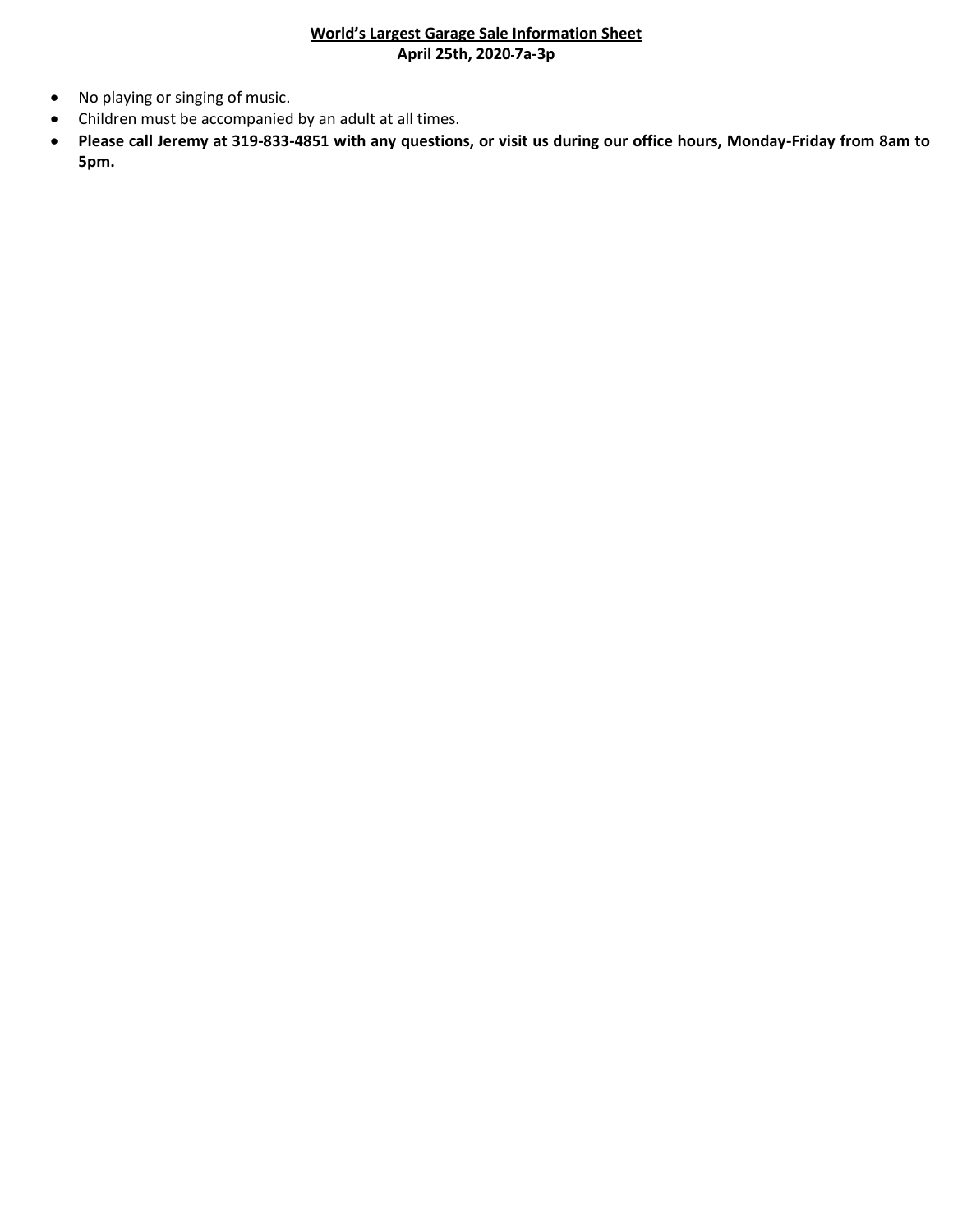**World's Largest Garage Sale Information Sheet**
**April 25th, 2020-7a-3p**

- No playing or singing of music.
- Children must be accompanied by an adult at all times.
- **Please call Jeremy at 319-833-4851 with any questions, or visit us during our office hours, Monday-Friday from 8am to 5pm.**